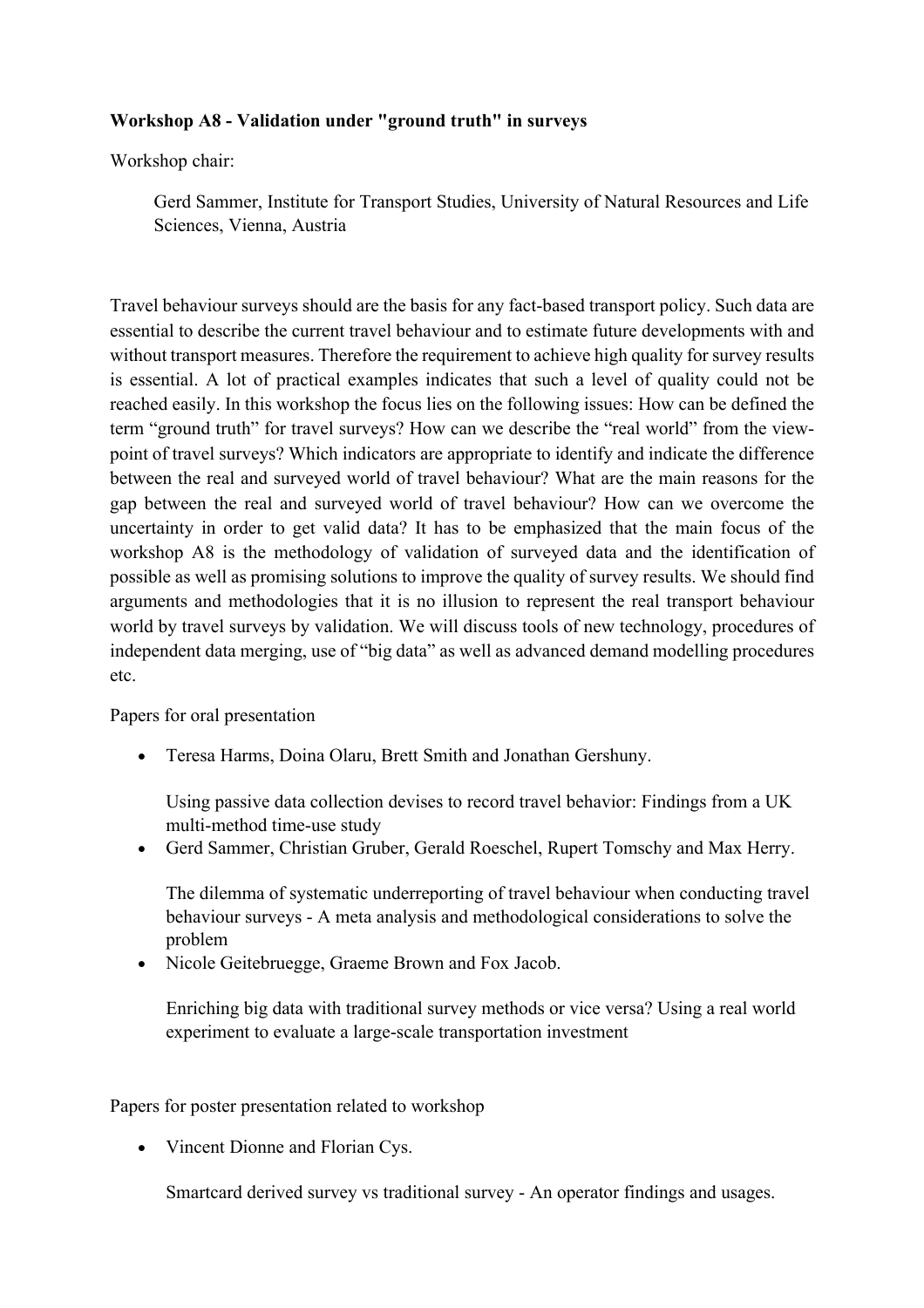**Workshop A8 - Validation under "ground truth" in surveys**

Workshop chair:

> Gerd Sammer, Institute for Transport Studies, University of Natural Resources and Life Sciences, Vienna, Austria

Travel behaviour surveys should are the basis for any fact-based transport policy. Such data are essential to describe the current travel behaviour and to estimate future developments with and without transport measures. Therefore the requirement to achieve high quality for survey results is essential. A lot of practical examples indicates that such a level of quality could not be reached easily. In this workshop the focus lies on the following issues: How can be defined the term "ground truth" for travel surveys? How can we describe the "real world" from the view-point of travel surveys? Which indicators are appropriate to identify and indicate the difference between the real and surveyed world of travel behaviour? What are the main reasons for the gap between the real and surveyed world of travel behaviour? How can we overcome the uncertainty in order to get valid data? It has to be emphasized that the main focus of the workshop A8 is the methodology of validation of surveyed data and the identification of possible as well as promising solutions to improve the quality of survey results. We should find arguments and methodologies that it is no illusion to represent the real transport behaviour world by travel surveys by validation. We will discuss tools of new technology, procedures of independent data merging, use of "big data" as well as advanced demand modelling procedures etc.

Papers for oral presentation

- Teresa Harms, Doina Olaru, Brett Smith and Jonathan Gershuny.

  Using passive data collection devises to record travel behavior: Findings from a UK multi-method time-use study
- Gerd Sammer, Christian Gruber, Gerald Roeschel, Rupert Tomschy and Max Herry.

  The dilemma of systematic underreporting of travel behaviour when conducting travel behaviour surveys - A meta analysis and methodological considerations to solve the problem
- Nicole Geitebruegge, Graeme Brown and Fox Jacob.

  Enriching big data with traditional survey methods or vice versa? Using a real world experiment to evaluate a large-scale transportation investment

Papers for poster presentation related to workshop

- Vincent Dionne and Florian Cys.

  Smartcard derived survey vs traditional survey - An operator findings and usages.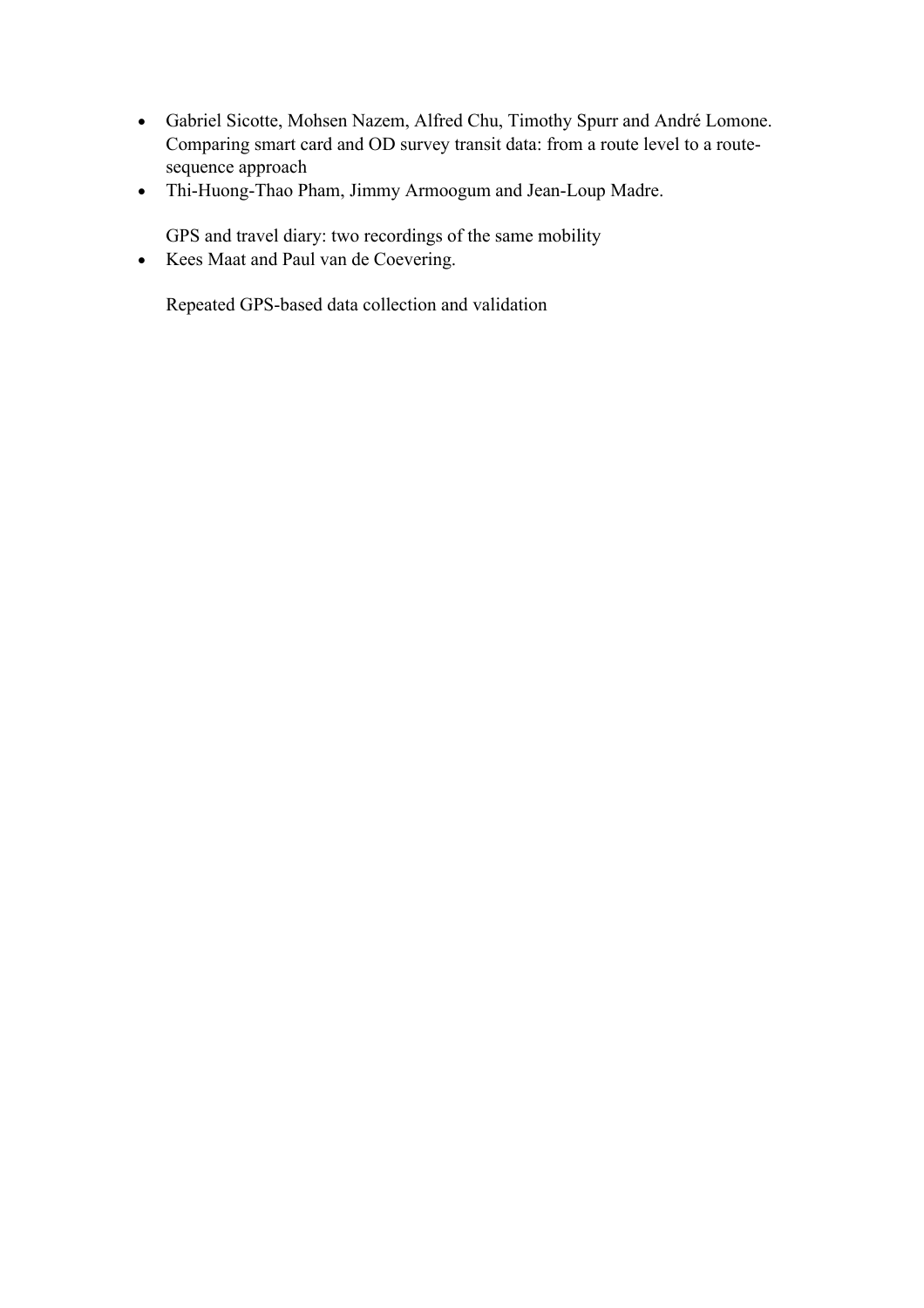- Gabriel Sicotte, Mohsen Nazem, Alfred Chu, Timothy Spurr and André Lomone. Comparing smart card and OD survey transit data: from a route level to a route-sequence approach
- Thi-Huong-Thao Pham, Jimmy Armoogum and Jean-Loup Madre.

  GPS and travel diary: two recordings of the same mobility
- Kees Maat and Paul van de Coevering.

  Repeated GPS-based data collection and validation